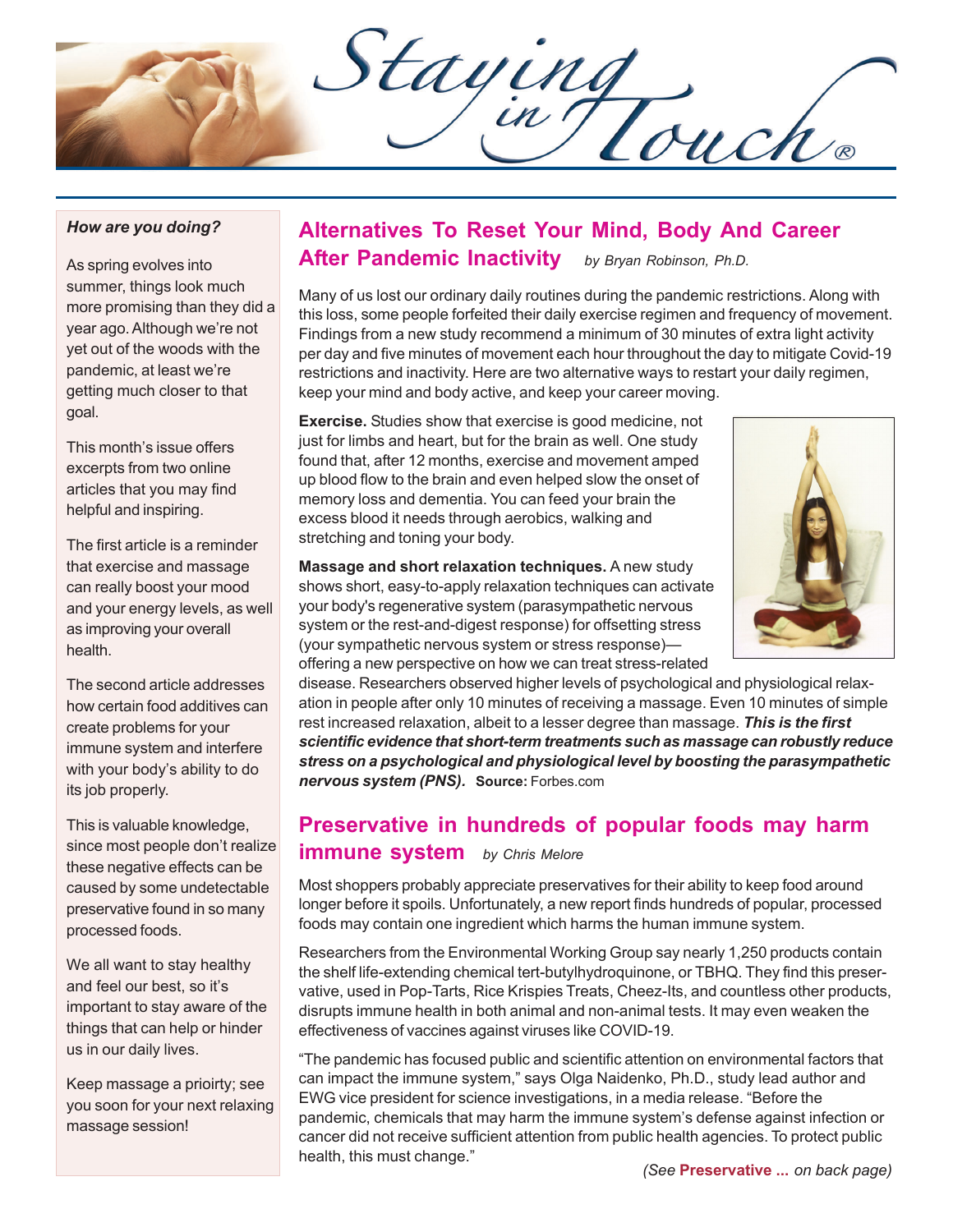# Staying in Touch®

### *How are you doing?*

As spring evolves into summer, things look much more promising than they did a year ago. Although we're not yet out of the woods with the pandemic, at least we're getting much closer to that goal.

This month's issue offers excerpts from two online articles that you may find helpful and inspiring.

The first article is a reminder that exercise and massage can really boost your mood and your energy levels, as well as improving your overall health.

The second article addresses how certain food additives can create problems for your immune system and interfere with your body's ability to do its job properly.

This is valuable knowledge, since most people don't realize these negative effects can be caused by some undetectable preservative found in so many processed foods.

We all want to stay healthy and feel our best, so it's important to stay aware of the things that can help or hinder us in our daily lives.

Keep massage a prioirty; see you soon for your next relaxing massage session!

## Alternatives To Reset Your Mind, Body And Career After Pandemic Inactivity

*by Bryan Robinson, Ph.D.*

Many of us lost our ordinary daily routines during the pandemic restrictions. Along with this loss, some people forfeited their daily exercise regimen and frequency of movement. Findings from a new study recommend a minimum of 30 minutes of extra light activity per day and five minutes of movement each hour throughout the day to mitigate Covid-19 restrictions and inactivity. Here are two alternative ways to restart your daily regimen, keep your mind and body active, and keep your career moving.

**Exercise.** Studies show that exercise is good medicine, not just for limbs and heart, but for the brain as well. One study found that, after 12 months, exercise and movement amped up blood flow to the brain and even helped slow the onset of memory loss and dementia. You can feed your brain the excess blood it needs through aerobics, walking and stretching and toning your body.

**Massage and short relaxation techniques.** A new study shows short, easy-to-apply relaxation techniques can activate your body's regenerative system (parasympathetic nervous system or the rest-and-digest response) for offsetting stress (your sympathetic nervous system or stress response)—offering a new perspective on how we can treat stress-related disease. Researchers observed higher levels of psychological and physiological relaxation in people after only 10 minutes of receiving a massage. Even 10 minutes of simple rest increased relaxation, albeit to a lesser degree than massage. ***This is the first scientific evidence that short-term treatments such as massage can robustly reduce stress on a psychological and physiological level by boosting the parasympathetic nervous system (PNS).*** **Source:** Forbes.com

## Preservative in hundreds of popular foods may harm immune system

*by Chris Melore*

Most shoppers probably appreciate preservatives for their ability to keep food around longer before it spoils. Unfortunately, a new report finds hundreds of popular, processed foods may contain one ingredient which harms the human immune system.

Researchers from the Environmental Working Group say nearly 1,250 products contain the shelf life-extending chemical tert-butylhydroquinone, or TBHQ. They find this preservative, used in Pop-Tarts, Rice Krispies Treats, Cheez-Its, and countless other products, disrupts immune health in both animal and non-animal tests. It may even weaken the effectiveness of vaccines against viruses like COVID-19.

"The pandemic has focused public and scientific attention on environmental factors that can impact the immune system," says Olga Naidenko, Ph.D., study lead author and EWG vice president for science investigations, in a media release. "Before the pandemic, chemicals that may harm the immune system's defense against infection or cancer did not receive sufficient attention from public health agencies. To protect public health, this must change."

*(See* **Preservative ...** *on back page)*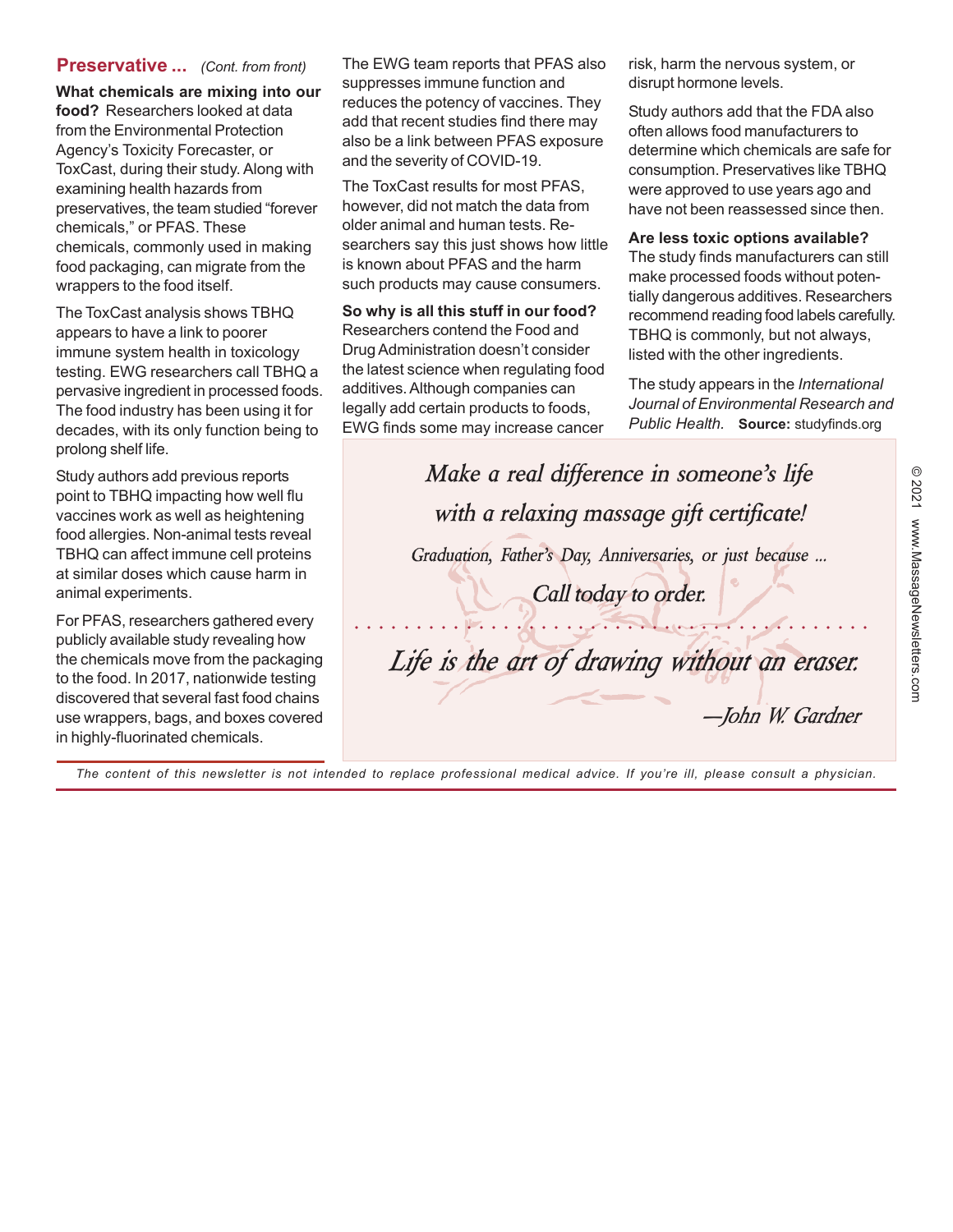## Preservative ... *(Cont. from front)*

**What chemicals are mixing into our food?** Researchers looked at data from the Environmental Protection Agency's Toxicity Forecaster, or ToxCast, during their study. Along with examining health hazards from preservatives, the team studied "forever chemicals," or PFAS. These chemicals, commonly used in making food packaging, can migrate from the wrappers to the food itself.

The ToxCast analysis shows TBHQ appears to have a link to poorer immune system health in toxicology testing. EWG researchers call TBHQ a pervasive ingredient in processed foods. The food industry has been using it for decades, with its only function being to prolong shelf life.

Study authors add previous reports point to TBHQ impacting how well flu vaccines work as well as heightening food allergies. Non-animal tests reveal TBHQ can affect immune cell proteins at similar doses which cause harm in animal experiments.

For PFAS, researchers gathered every publicly available study revealing how the chemicals move from the packaging to the food. In 2017, nationwide testing discovered that several fast food chains use wrappers, bags, and boxes covered in highly-fluorinated chemicals.

The EWG team reports that PFAS also suppresses immune function and reduces the potency of vaccines. They add that recent studies find there may also be a link between PFAS exposure and the severity of COVID-19.

The ToxCast results for most PFAS, however, did not match the data from older animal and human tests. Researchers say this just shows how little is known about PFAS and the harm such products may cause consumers.

**So why is all this stuff in our food?** Researchers contend the Food and Drug Administration doesn't consider the latest science when regulating food additives. Although companies can legally add certain products to foods, EWG finds some may increase cancer risk, harm the nervous system, or disrupt hormone levels.

Study authors add that the FDA also often allows food manufacturers to determine which chemicals are safe for consumption. Preservatives like TBHQ were approved to use years ago and have not been reassessed since then.

**Are less toxic options available?** The study finds manufacturers can still make processed foods without potentially dangerous additives. Researchers recommend reading food labels carefully. TBHQ is commonly, but not always, listed with the other ingredients.

The study appears in the *International Journal of Environmental Research and Public Health.* **Source:** studyfinds.org

*Make a real difference in someone's life with a relaxing massage gift certificate!*

*Graduation, Father's Day, Anniversaries, or just because ...*

*Call today to order.*

*Life is the art of drawing without an eraser.*

*—John W. Gardner*

© 2021 www.MassageNewsletters.com

*The content of this newsletter is not intended to replace professional medical advice. If you're ill, please consult a physician.*